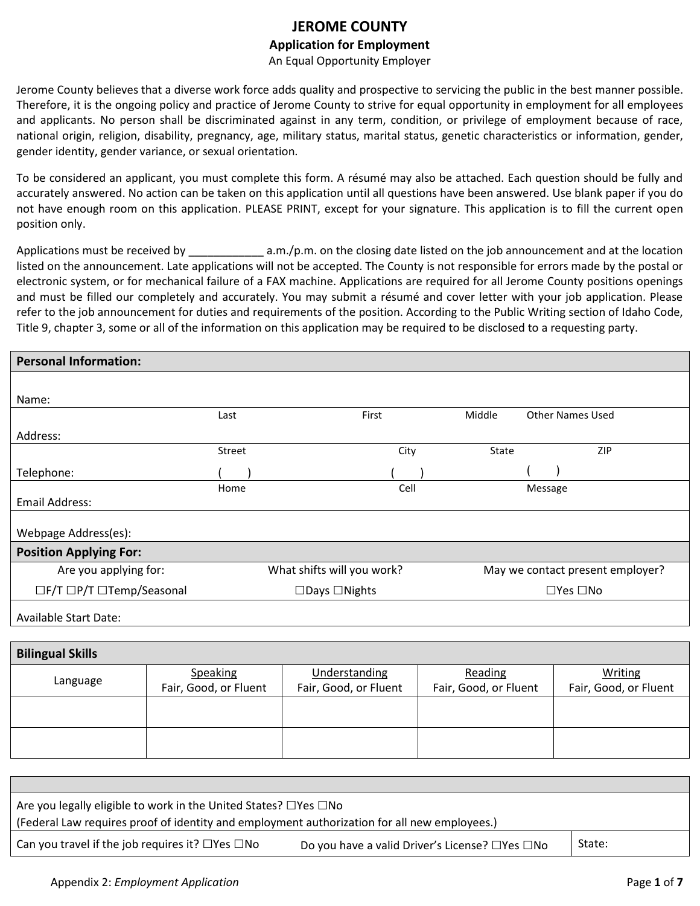# JEROME COUNTY

## Application for Employment

An Equal Opportunity Employer

Jerome County believes that a diverse work force adds quality and prospective to servicing the public in the best manner possible. Therefore, it is the ongoing policy and practice of Jerome County to strive for equal opportunity in employment for all employees and applicants. No person shall be discriminated against in any term, condition, or privilege of employment because of race, national origin, religion, disability, pregnancy, age, military status, marital status, genetic characteristics or information, gender, gender identity, gender variance, or sexual orientation.

To be considered an applicant, you must complete this form. A résumé may also be attached. Each question should be fully and accurately answered. No action can be taken on this application until all questions have been answered. Use blank paper if you do not have enough room on this application. PLEASE PRINT, except for your signature. This application is to fill the current open position only.

Applications must be received by ____________ a.m./p.m. on the closing date listed on the job announcement and at the location listed on the announcement. Late applications will not be accepted. The County is not responsible for errors made by the postal or electronic system, or for mechanical failure of a FAX machine. Applications are required for all Jerome County positions openings and must be filled our completely and accurately. You may submit a résumé and cover letter with your job application. Please refer to the job announcement for duties and requirements of the position. According to the Public Writing section of Idaho Code, Title 9, chapter 3, some or all of the information on this application may be required to be disclosed to a requesting party.

| **Personal Information:** | | | |
|---|---|---|---|
| Name: | | | |
| Last | First | Middle | Other Names Used |
| Address: | | | |
| Street | City | State | ZIP |
| Telephone: ( ) | ( ) | | ( ) |
| Home | Cell | | Message |
| Email Address: | | | |
| Webpage Address(es): | | | |

| **Position Applying For:** | | |
|---|---|---|
| Are you applying for: | What shifts will you work? | May we contact present employer? |
| ☐F/T ☐P/T ☐Temp/Seasonal | ☐Days ☐Nights | ☐Yes ☐No |
| Available Start Date: | | |

| **Bilingual Skills** | | | | |
|---|---|---|---|---|
| Language | Speaking<br>Fair, Good, or Fluent | Understanding<br>Fair, Good, or Fluent | Reading<br>Fair, Good, or Fluent | Writing<br>Fair, Good, or Fluent |
| | | | | |
| | | | | |

| | | |
|---|---|---|
| Are you legally eligible to work in the United States? ☐Yes ☐No<br>(Federal Law requires proof of identity and employment authorization for all new employees.) | | |
| Can you travel if the job requires it? ☐Yes ☐No | Do you have a valid Driver's License? ☐Yes ☐No | State: |

Appendix 2: *Employment Application*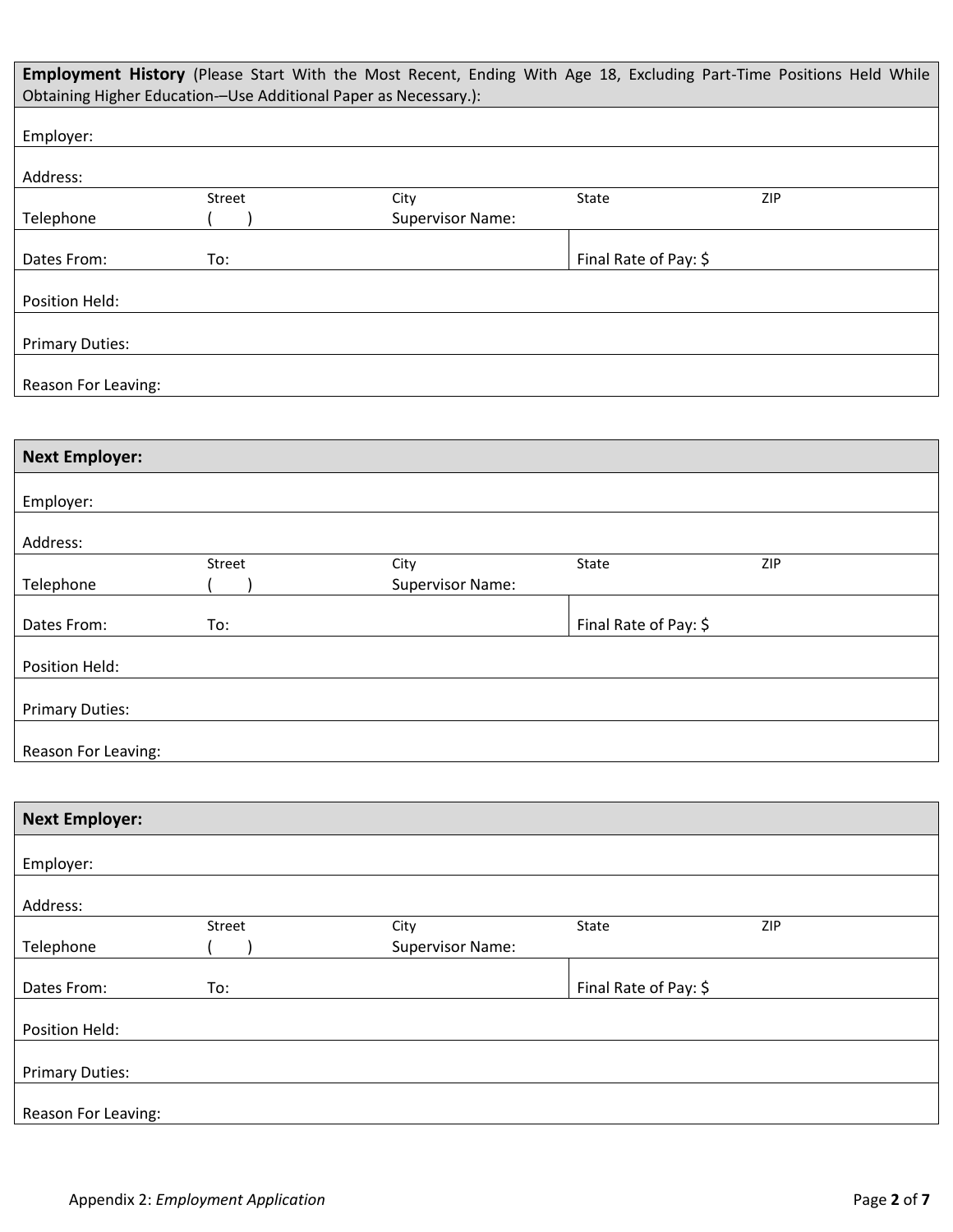**Employment History** (Please Start With the Most Recent, Ending With Age 18, Excluding Part-Time Positions Held While Obtaining Higher Education-–Use Additional Paper as Necessary.):

| | | | | |
|---|---|---|---|---|
| Employer: | | | | |
| Address: | | | | |
| | Street | City | State | ZIP |
| Telephone | ( ) | Supervisor Name: | | |
| Dates From: | To: | | Final Rate of Pay: $ | |
| Position Held: | | | | |
| Primary Duties: | | | | |
| Reason For Leaving: | | | | |

**Next Employer:**

| | | | | |
|---|---|---|---|---|
| Employer: | | | | |
| Address: | | | | |
| | Street | City | State | ZIP |
| Telephone | ( ) | Supervisor Name: | | |
| Dates From: | To: | | Final Rate of Pay: $ | |
| Position Held: | | | | |
| Primary Duties: | | | | |
| Reason For Leaving: | | | | |

**Next Employer:**

| | | | | |
|---|---|---|---|---|
| Employer: | | | | |
| Address: | | | | |
| | Street | City | State | ZIP |
| Telephone | ( ) | Supervisor Name: | | |
| Dates From: | To: | | Final Rate of Pay: $ | |
| Position Held: | | | | |
| Primary Duties: | | | | |
| Reason For Leaving: | | | | |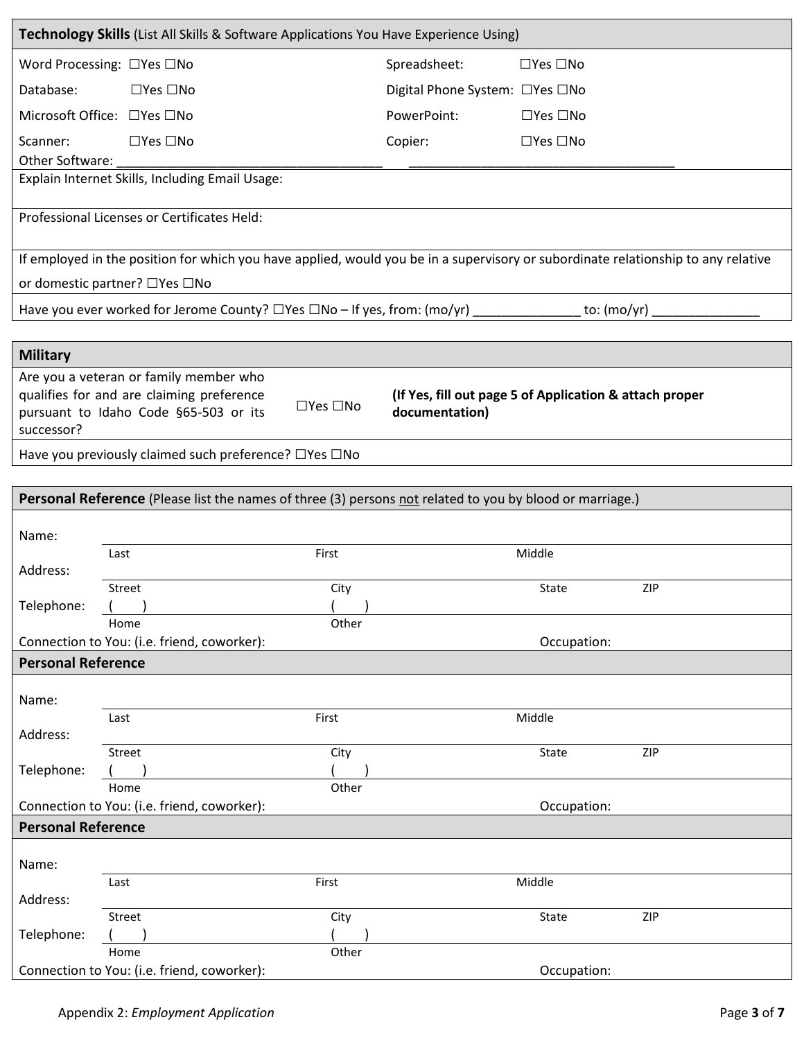## Technology Skills (List All Skills & Software Applications You Have Experience Using)

| | | | |
|---|---|---|---|
| Word Processing: | ☐Yes ☐No | Spreadsheet: | ☐Yes ☐No |
| Database: | ☐Yes ☐No | Digital Phone System: | ☐Yes ☐No |
| Microsoft Office: | ☐Yes ☐No | PowerPoint: | ☐Yes ☐No |
| Scanner: | ☐Yes ☐No | Copier: | ☐Yes ☐No |

Other Software: ______________________________________ ______________________________________

Explain Internet Skills, Including Email Usage:

Professional Licenses or Certificates Held:

If employed in the position for which you have applied, would you be in a supervisory or subordinate relationship to any relative or domestic partner? ☐Yes ☐No

Have you ever worked for Jerome County? ☐Yes ☐No – If yes, from: (mo/yr) _______________ to: (mo/yr) _______________

## Military

| | | |
|---|---|---|
| Are you a veteran or family member who qualifies for and are claiming preference pursuant to Idaho Code §65-503 or its successor? | ☐Yes ☐No | **(If Yes, fill out page 5 of Application & attach proper documentation)** |

Have you previously claimed such preference? ☐Yes ☐No

## Personal Reference (Please list the names of three (3) persons not related to you by blood or marriage.)

Name:
Last First Middle

Address:
Street City State ZIP

Telephone: ( ) ( )
Home Other

Connection to You: (i.e. friend, coworker): Occupation:

## Personal Reference

Name:
Last First Middle

Address:
Street City State ZIP

Telephone: ( ) ( )
Home Other

Connection to You: (i.e. friend, coworker): Occupation:

## Personal Reference

Name:
Last First Middle

Address:
Street City State ZIP

Telephone: ( ) ( )
Home Other

Connection to You: (i.e. friend, coworker): Occupation:

Appendix 2: *Employment Application*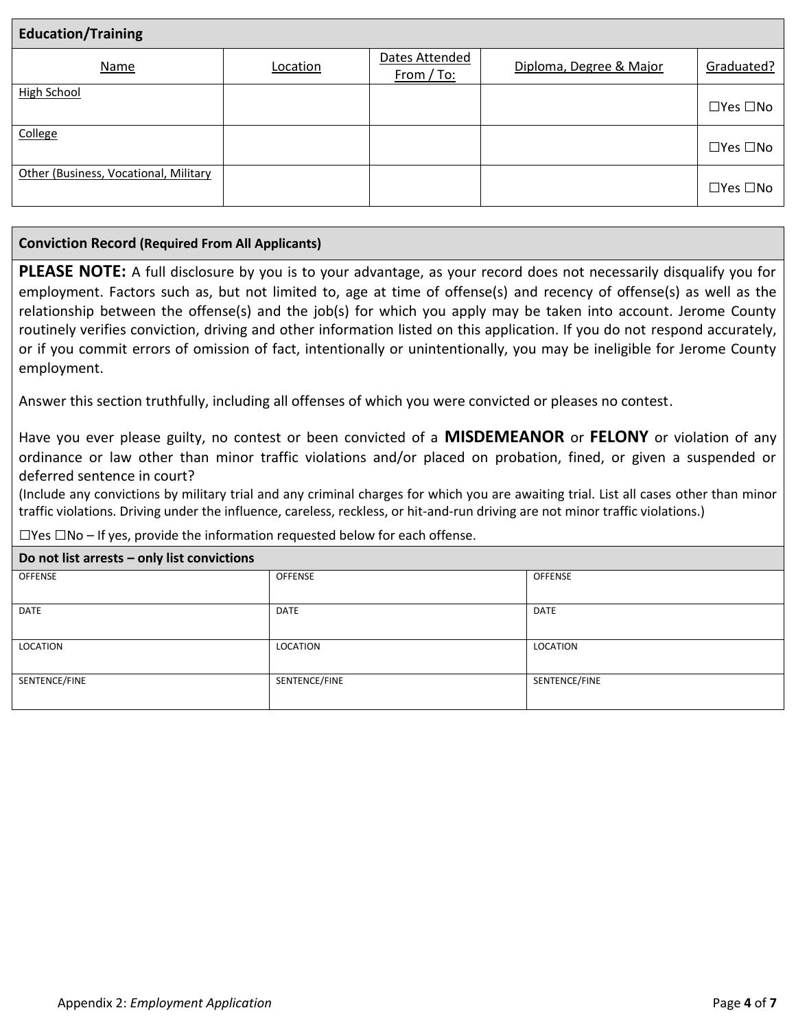## Education/Training

| Name | Location | Dates Attended From / To: | Diploma, Degree & Major | Graduated? |
|---|---|---|---|---|
| High School | | | | ☐Yes ☐No |
| College | | | | ☐Yes ☐No |
| Other (Business, Vocational, Military | | | | ☐Yes ☐No |

## Conviction Record (Required From All Applicants)

**PLEASE NOTE:** A full disclosure by you is to your advantage, as your record does not necessarily disqualify you for employment. Factors such as, but not limited to, age at time of offense(s) and recency of offense(s) as well as the relationship between the offense(s) and the job(s) for which you apply may be taken into account. Jerome County routinely verifies conviction, driving and other information listed on this application. If you do not respond accurately, or if you commit errors of omission of fact, intentionally or unintentionally, you may be ineligible for Jerome County employment.

Answer this section truthfully, including all offenses of which you were convicted or pleases no contest.

Have you ever please guilty, no contest or been convicted of a **MISDEMEANOR** or **FELONY** or violation of any ordinance or law other than minor traffic violations and/or placed on probation, fined, or given a suspended or deferred sentence in court?

(Include any convictions by military trial and any criminal charges for which you are awaiting trial. List all cases other than minor traffic violations. Driving under the influence, careless, reckless, or hit-and-run driving are not minor traffic violations.)

☐Yes ☐No – If yes, provide the information requested below for each offense.

**Do not list arrests – only list convictions**

| OFFENSE | OFFENSE | OFFENSE |
|---|---|---|
| DATE | DATE | DATE |
| LOCATION | LOCATION | LOCATION |
| SENTENCE/FINE | SENTENCE/FINE | SENTENCE/FINE |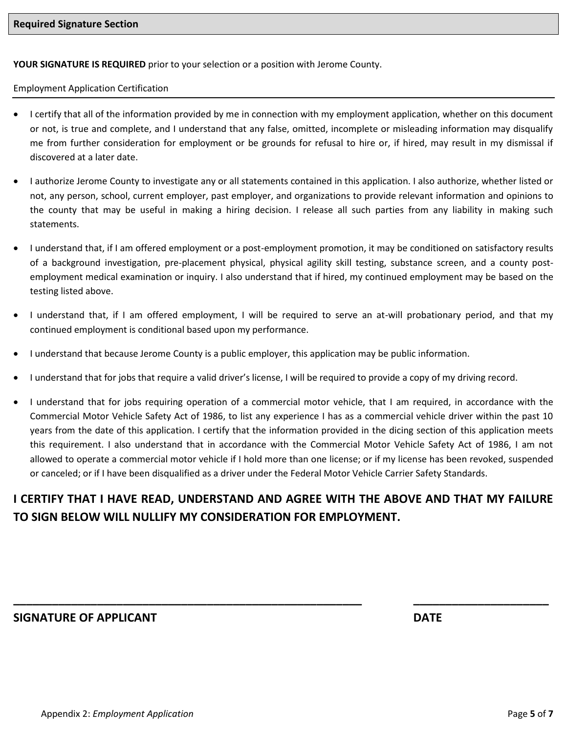## Required Signature Section

**YOUR SIGNATURE IS REQUIRED** prior to your selection or a position with Jerome County.

Employment Application Certification

- I certify that all of the information provided by me in connection with my employment application, whether on this document or not, is true and complete, and I understand that any false, omitted, incomplete or misleading information may disqualify me from further consideration for employment or be grounds for refusal to hire or, if hired, may result in my dismissal if discovered at a later date.
- I authorize Jerome County to investigate any or all statements contained in this application. I also authorize, whether listed or not, any person, school, current employer, past employer, and organizations to provide relevant information and opinions to the county that may be useful in making a hiring decision. I release all such parties from any liability in making such statements.
- I understand that, if I am offered employment or a post-employment promotion, it may be conditioned on satisfactory results of a background investigation, pre-placement physical, physical agility skill testing, substance screen, and a county post-employment medical examination or inquiry. I also understand that if hired, my continued employment may be based on the testing listed above.
- I understand that, if I am offered employment, I will be required to serve an at-will probationary period, and that my continued employment is conditional based upon my performance.
- I understand that because Jerome County is a public employer, this application may be public information.
- I understand that for jobs that require a valid driver's license, I will be required to provide a copy of my driving record.
- I understand that for jobs requiring operation of a commercial motor vehicle, that I am required, in accordance with the Commercial Motor Vehicle Safety Act of 1986, to list any experience I has as a commercial vehicle driver within the past 10 years from the date of this application. I certify that the information provided in the dicing section of this application meets this requirement. I also understand that in accordance with the Commercial Motor Vehicle Safety Act of 1986, I am not allowed to operate a commercial motor vehicle if I hold more than one license; or if my license has been revoked, suspended or canceled; or if I have been disqualified as a driver under the Federal Motor Vehicle Carrier Safety Standards.

**I CERTIFY THAT I HAVE READ, UNDERSTAND AND AGREE WITH THE ABOVE AND THAT MY FAILURE TO SIGN BELOW WILL NULLIFY MY CONSIDERATION FOR EMPLOYMENT.**

\_\_\_\_\_\_\_\_\_\_\_\_\_\_\_\_\_\_\_\_\_\_\_\_\_\_\_\_\_\_\_\_\_\_\_\_\_\_\_\_\_\_\_\_\_\_\_\_ \_\_\_\_\_\_\_\_\_\_\_\_\_\_\_\_\_\_\_\_

**SIGNATURE OF APPLICANT** **DATE**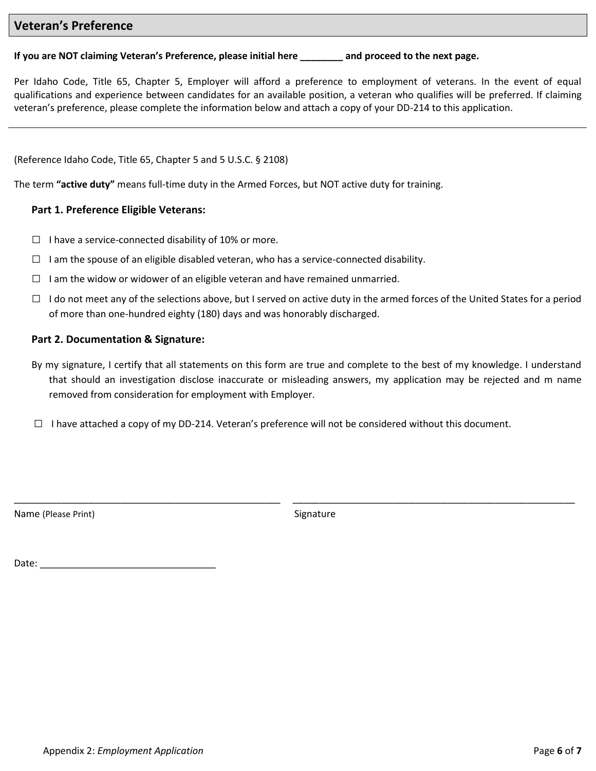## Veteran's Preference

**If you are NOT claiming Veteran's Preference, please initial here ________ and proceed to the next page.**

Per Idaho Code, Title 65, Chapter 5, Employer will afford a preference to employment of veterans. In the event of equal qualifications and experience between candidates for an available position, a veteran who qualifies will be preferred. If claiming veteran's preference, please complete the information below and attach a copy of your DD-214 to this application.

---

(Reference Idaho Code, Title 65, Chapter 5 and 5 U.S.C. § 2108)

The term **"active duty"** means full-time duty in the Armed Forces, but NOT active duty for training.

### Part 1. Preference Eligible Veterans:

☐ I have a service-connected disability of 10% or more.

☐ I am the spouse of an eligible disabled veteran, who has a service-connected disability.

☐ I am the widow or widower of an eligible veteran and have remained unmarried.

☐ I do not meet any of the selections above, but I served on active duty in the armed forces of the United States for a period of more than one-hundred eighty (180) days and was honorably discharged.

### Part 2. Documentation & Signature:

By my signature, I certify that all statements on this form are true and complete to the best of my knowledge. I understand that should an investigation disclose inaccurate or misleading answers, my application may be rejected and m name removed from consideration for employment with Employer.

☐ I have attached a copy of my DD-214. Veteran's preference will not be considered without this document.

_____________________________________________________ _____________________________________________________

Name (Please Print) Signature

Date: _________________________________

Appendix 2: *Employment Application*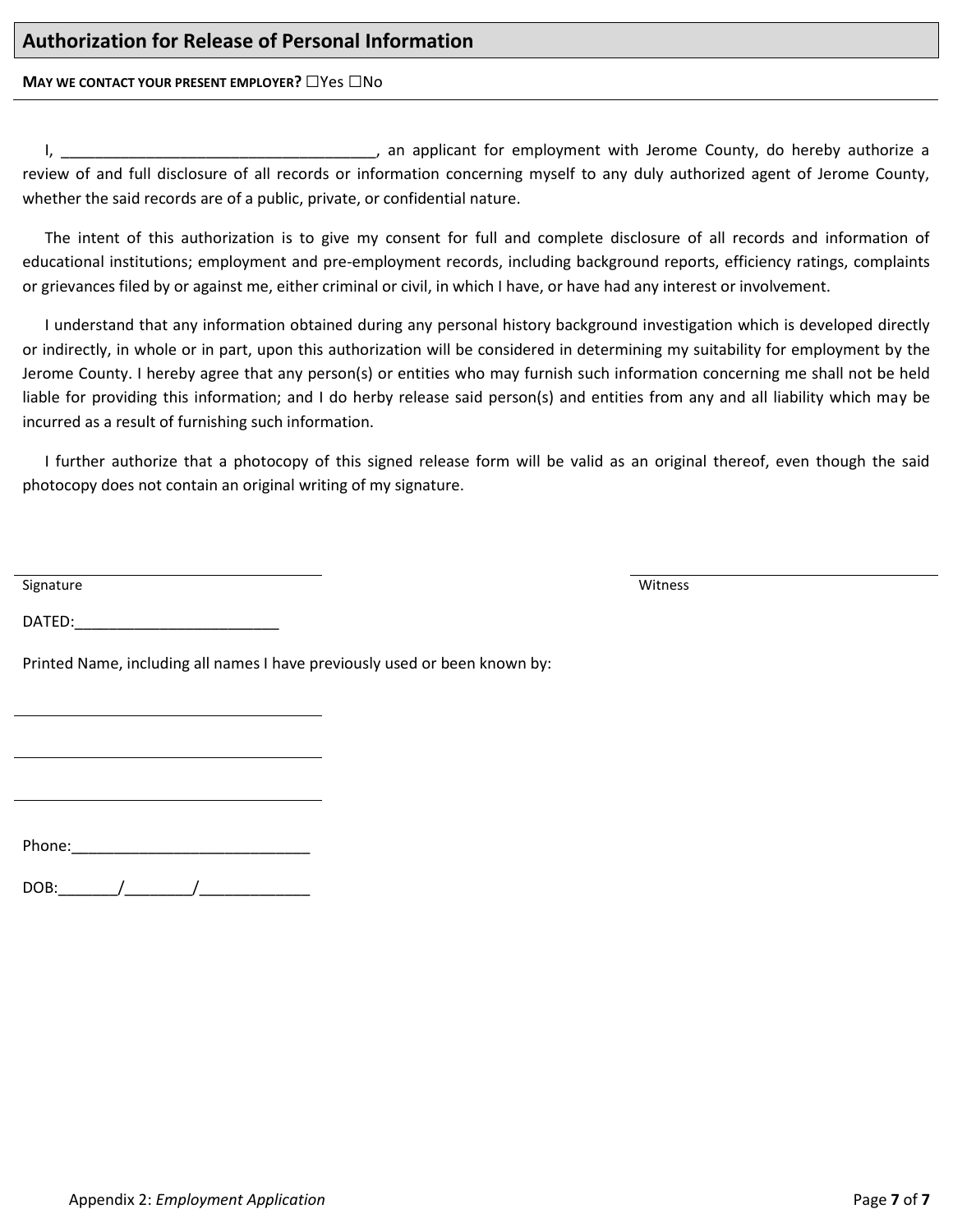## Authorization for Release of Personal Information

**MAY WE CONTACT YOUR PRESENT EMPLOYER?** ☐Yes ☐No

I, ______________________________________, an applicant for employment with Jerome County, do hereby authorize a review of and full disclosure of all records or information concerning myself to any duly authorized agent of Jerome County, whether the said records are of a public, private, or confidential nature.

The intent of this authorization is to give my consent for full and complete disclosure of all records and information of educational institutions; employment and pre-employment records, including background reports, efficiency ratings, complaints or grievances filed by or against me, either criminal or civil, in which I have, or have had any interest or involvement.

I understand that any information obtained during any personal history background investigation which is developed directly or indirectly, in whole or in part, upon this authorization will be considered in determining my suitability for employment by the Jerome County. I hereby agree that any person(s) or entities who may furnish such information concerning me shall not be held liable for providing this information; and I do herby release said person(s) and entities from any and all liability which may be incurred as a result of furnishing such information.

I further authorize that a photocopy of this signed release form will be valid as an original thereof, even though the said photocopy does not contain an original writing of my signature.

______________________________________
Signature

______________________________________
Witness

DATED:_________________________

Printed Name, including all names I have previously used or been known by:

______________________________________

______________________________________

______________________________________

Phone:_____________________________

DOB:_______/________/_____________

Appendix 2: *Employment Application*